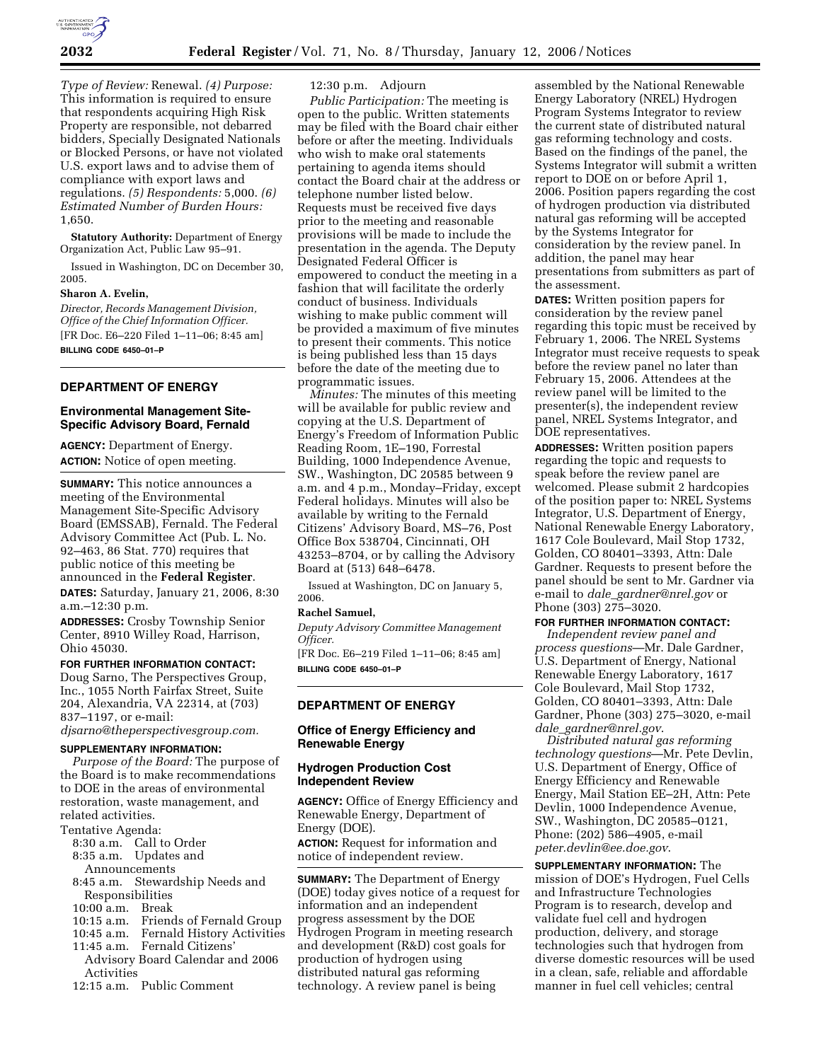*Type of Review:* Renewal. *(4) Purpose:* This information is required to ensure that respondents acquiring High Risk Property are responsible, not debarred bidders, Specially Designated Nationals or Blocked Persons, or have not violated U.S. export laws and to advise them of compliance with export laws and regulations. *(5) Respondents:* 5,000. *(6) Estimated Number of Burden Hours:* 1,650.

**Statutory Authority:** Department of Energy Organization Act, Public Law 95–91.

Issued in Washington, DC on December 30, 2005.

**Sharon A. Evelin,**

*Director, Records Management Division, Office of the Chief Information Officer.*

[FR Doc. E6–220 Filed 1–11–06; 8:45 am]

**BILLING CODE 6450–01–P**

---

## DEPARTMENT OF ENERGY

### Environmental Management Site-Specific Advisory Board, Fernald

**AGENCY:** Department of Energy.

**ACTION:** Notice of open meeting.

**SUMMARY:** This notice announces a meeting of the Environmental Management Site-Specific Advisory Board (EMSSAB), Fernald. The Federal Advisory Committee Act (Pub. L. No. 92–463, 86 Stat. 770) requires that public notice of this meeting be announced in the **Federal Register**.

**DATES:** Saturday, January 21, 2006, 8:30 a.m.–12:30 p.m.

**ADDRESSES:** Crosby Township Senior Center, 8910 Willey Road, Harrison, Ohio 45030.

**FOR FURTHER INFORMATION CONTACT:** Doug Sarno, The Perspectives Group, Inc., 1055 North Fairfax Street, Suite 204, Alexandria, VA 22314, at (703) 837–1197, or e-mail: *djsarno@theperspectivesgroup.com.*

**SUPPLEMENTARY INFORMATION:**

*Purpose of the Board:* The purpose of the Board is to make recommendations to DOE in the areas of environmental restoration, waste management, and related activities.

Tentative Agenda:

8:30 a.m. Call to Order
8:35 a.m. Updates and Announcements
8:45 a.m. Stewardship Needs and Responsibilities
10:00 a.m. Break
10:15 a.m. Friends of Fernald Group
10:45 a.m. Fernald History Activities
11:45 a.m. Fernald Citizens' Advisory Board Calendar and 2006 Activities
12:15 a.m. Public Comment
12:30 p.m. Adjourn

*Public Participation:* The meeting is open to the public. Written statements may be filed with the Board chair either before or after the meeting. Individuals who wish to make oral statements pertaining to agenda items should contact the Board chair at the address or telephone number listed below. Requests must be received five days prior to the meeting and reasonable provisions will be made to include the presentation in the agenda. The Deputy Designated Federal Officer is empowered to conduct the meeting in a fashion that will facilitate the orderly conduct of business. Individuals wishing to make public comment will be provided a maximum of five minutes to present their comments. This notice is being published less than 15 days before the date of the meeting due to programmatic issues.

*Minutes:* The minutes of this meeting will be available for public review and copying at the U.S. Department of Energy's Freedom of Information Public Reading Room, 1E–190, Forrestal Building, 1000 Independence Avenue, SW., Washington, DC 20585 between 9 a.m. and 4 p.m., Monday–Friday, except Federal holidays. Minutes will also be available by writing to the Fernald Citizens' Advisory Board, MS–76, Post Office Box 538704, Cincinnati, OH 43253–8704, or by calling the Advisory Board at (513) 648–6478.

Issued at Washington, DC on January 5, 2006.

**Rachel Samuel,**

*Deputy Advisory Committee Management Officer.*

[FR Doc. E6–219 Filed 1–11–06; 8:45 am]

**BILLING CODE 6450–01–P**

---

## DEPARTMENT OF ENERGY

### Office of Energy Efficiency and Renewable Energy

### Hydrogen Production Cost Independent Review

**AGENCY:** Office of Energy Efficiency and Renewable Energy, Department of Energy (DOE).

**ACTION:** Request for information and notice of independent review.

**SUMMARY:** The Department of Energy (DOE) today gives notice of a request for information and an independent progress assessment by the DOE Hydrogen Program in meeting research and development (R&D) cost goals for production of hydrogen using distributed natural gas reforming technology. A review panel is being assembled by the National Renewable Energy Laboratory (NREL) Hydrogen Program Systems Integrator to review the current state of distributed natural gas reforming technology and costs. Based on the findings of the panel, the Systems Integrator will submit a written report to DOE on or before April 1, 2006. Position papers regarding the cost of hydrogen production via distributed natural gas reforming will be accepted by the Systems Integrator for consideration by the review panel. In addition, the panel may hear presentations from submitters as part of the assessment.

**DATES:** Written position papers for consideration by the review panel regarding this topic must be received by February 1, 2006. The NREL Systems Integrator must receive requests to speak before the review panel no later than February 15, 2006. Attendees at the review panel will be limited to the presenter(s), the independent review panel, NREL Systems Integrator, and DOE representatives.

**ADDRESSES:** Written position papers regarding the topic and requests to speak before the review panel are welcomed. Please submit 2 hardcopies of the position paper to: NREL Systems Integrator, U.S. Department of Energy, National Renewable Energy Laboratory, 1617 Cole Boulevard, Mail Stop 1732, Golden, CO 80401–3393, Attn: Dale Gardner. Requests to present before the panel should be sent to Mr. Gardner via e-mail to *dale_gardner@nrel.gov* or Phone (303) 275–3020.

**FOR FURTHER INFORMATION CONTACT:**

*Independent review panel and process questions*—Mr. Dale Gardner, U.S. Department of Energy, National Renewable Energy Laboratory, 1617 Cole Boulevard, Mail Stop 1732, Golden, CO 80401–3393, Attn: Dale Gardner, Phone (303) 275–3020, e-mail *dale_gardner@nrel.gov*.

*Distributed natural gas reforming technology questions*—Mr. Pete Devlin, U.S. Department of Energy, Office of Energy Efficiency and Renewable Energy, Mail Station EE–2H, Attn: Pete Devlin, 1000 Independence Avenue, SW., Washington, DC 20585–0121, Phone: (202) 586–4905, e-mail *peter.devlin@ee.doe.gov*.

**SUPPLEMENTARY INFORMATION:** The mission of DOE's Hydrogen, Fuel Cells and Infrastructure Technologies Program is to research, develop and validate fuel cell and hydrogen production, delivery, and storage technologies such that hydrogen from diverse domestic resources will be used in a clean, safe, reliable and affordable manner in fuel cell vehicles; central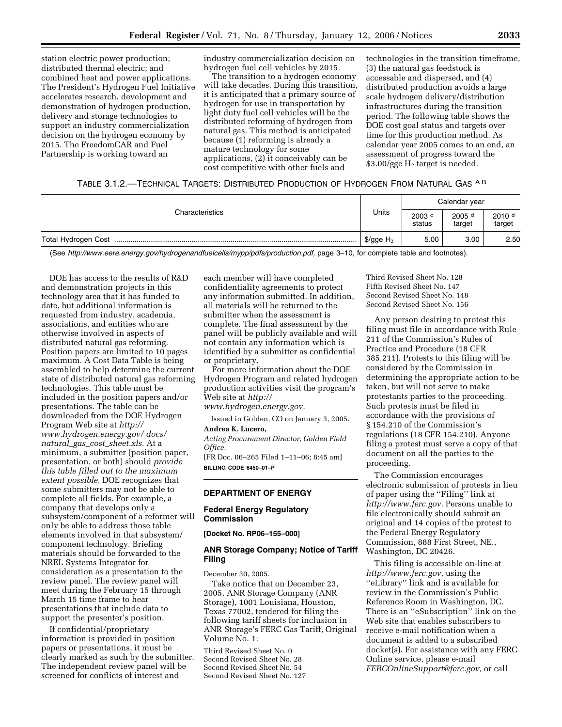station electric power production; distributed thermal electric; and combined heat and power applications. The President's Hydrogen Fuel Initiative accelerates research, development and demonstration of hydrogen production, delivery and storage technologies to support an industry commercialization decision on the hydrogen economy by 2015. The FreedomCAR and Fuel Partnership is working toward an industry commercialization decision on hydrogen fuel cell vehicles by 2015.

The transition to a hydrogen economy will take decades. During this transition, it is anticipated that a primary source of hydrogen for use in transportation by light duty fuel cell vehicles will be the distributed reforming of hydrogen from natural gas. This method is anticipated because (1) reforming is already a mature technology for some applications, (2) it conceivably can be cost competitive with other fuels and technologies in the transition timeframe, (3) the natural gas feedstock is accessable and dispersed, and (4) distributed production avoids a large scale hydrogen delivery/distribution infrastructures during the transition period. The following table shows the DOE cost goal status and targets over time for this production method. As calendar year 2005 comes to an end, an assessment of progress toward the \$3.00/gge $H_2$ target is needed.

TABLE 3.1.2.—TECHNICAL TARGETS: DISTRIBUTED PRODUCTION OF HYDROGEN FROM NATURAL GAS [A B]

| Characteristics | Units | Calendar year | | |
|---|---|---|---|---|
| | | 2003 [c] status | 2005 [d] target | 2010 [d] target |
| Total Hydrogen Cost | \$/gge $H_2$ | 5.00 | 3.00 | 2.50 |

(See *http://www.eere.energy.gov/hydrogenandfuelcells/mypp/pdfs/production.pdf,* page 3–10, for complete table and footnotes).

DOE has access to the results of R&D and demonstration projects in this technology area that it has funded to date, but additional information is requested from industry, academia, associations, and entities who are otherwise involved in aspects of distributed natural gas reforming. Position papers are limited to 10 pages maximum. A Cost Data Table is being assembled to help determine the current state of distributed natural gas reforming technologies. This table must be included in the position papers and/or presentations. The table can be downloaded from the DOE Hydrogen Program Web site at *http://www.hydrogen.energy.gov/docs/natural_gas_cost_sheet.xls.* At a minimum, a submitter (position paper, presentation, or both) should *provide this table filled out to the maximum extent possible.* DOE recognizes that some submitters may not be able to complete all fields. For example, a company that develops only a subsystem/component of a reformer will only be able to address those table elements involved in that subsystem/component technology. Briefing materials should be forwarded to the NREL Systems Integrator for consideration as a presentation to the review panel. The review panel will meet during the February 15 through March 15 time frame to hear presentations that include data to support the presenter's position.

If confidential/proprietary information is provided in position papers or presentations, it must be clearly marked as such by the submitter. The independent review panel will be screened for conflicts of interest and each member will have completed confidentiality agreements to protect any information submitted. In addition, all materials will be returned to the submitter when the assessment is complete. The final assessment by the panel will be publicly available and will not contain any information which is identified by a submitter as confidential or proprietary.

For more information about the DOE Hydrogen Program and related hydrogen production activities visit the program's Web site at *http://www.hydrogen.energy.gov.*

Issued in Golden, CO on January 3, 2005.

**Andrea K. Lucero,**

*Acting Procurement Director, Golden Field Office.*

[FR Doc. 06–265 Filed 1–11–06; 8:45 am]

**BILLING CODE 6450–01–P**

## DEPARTMENT OF ENERGY

### Federal Energy Regulatory Commission

**[Docket No. RP06–155–000]**

### ANR Storage Company; Notice of Tariff Filing

December 30, 2005.

Take notice that on December 23, 2005, ANR Storage Company (ANR Storage), 1001 Louisiana, Houston, Texas 77002, tendered for filing the following tariff sheets for inclusion in ANR Storage's FERC Gas Tariff, Original Volume No. 1:

Third Revised Sheet No. 0
Second Revised Sheet No. 28
Second Revised Sheet No. 54
Second Revised Sheet No. 127
Third Revised Sheet No. 128
Fifth Revised Sheet No. 147
Second Revised Sheet No. 148
Second Revised Sheet No. 156

Any person desiring to protest this filing must file in accordance with Rule 211 of the Commission's Rules of Practice and Procedure (18 CFR 385.211). Protests to this filing will be considered by the Commission in determining the appropriate action to be taken, but will not serve to make protestants parties to the proceeding. Such protests must be filed in accordance with the provisions of § 154.210 of the Commission's regulations (18 CFR 154.210). Anyone filing a protest must serve a copy of that document on all the parties to the proceeding.

The Commission encourages electronic submission of protests in lieu of paper using the "Filing" link at *http://www.ferc.gov.* Persons unable to file electronically should submit an original and 14 copies of the protest to the Federal Energy Regulatory Commission, 888 First Street, NE., Washington, DC 20426.

This filing is accessible on-line at *http://www.ferc.gov,* using the "eLibrary" link and is available for review in the Commission's Public Reference Room in Washington, DC. There is an "eSubscription" link on the Web site that enables subscribers to receive e-mail notification when a document is added to a subscribed docket(s). For assistance with any FERC Online service, please e-mail *FERCOnlineSupport@ferc.gov,* or call